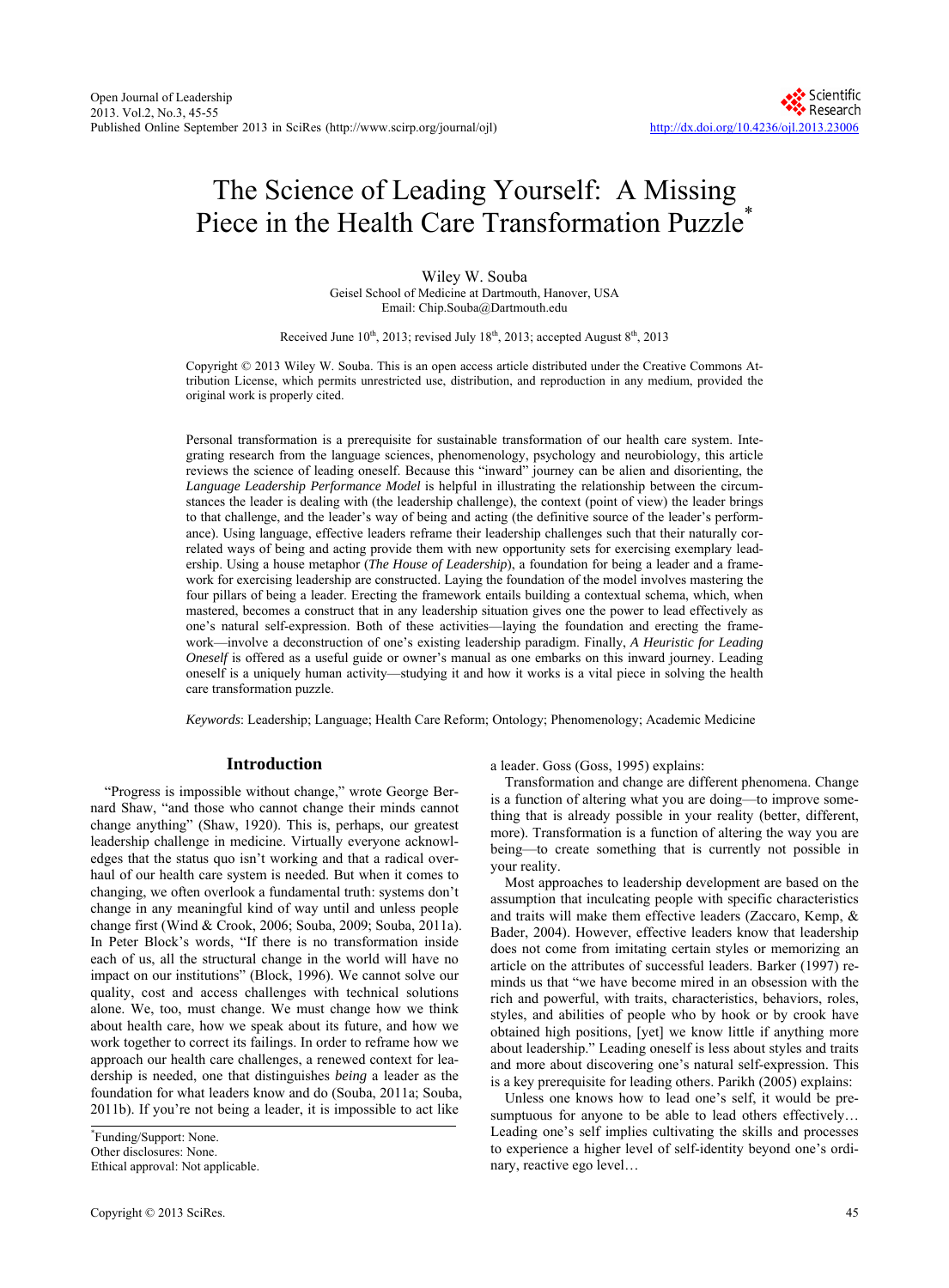# The Science of Leading Yourself: A Missing Piece in the Health Care Transformation Puzzle*

Wiley W. Souba

Geisel School of Medicine at Dartmouth, Hanover, USA
Email: Chip.Souba@Dartmouth.edu

Received June 10th, 2013; revised July 18th, 2013; accepted August 8th, 2013

Copyright © 2013 Wiley W. Souba. This is an open access article distributed under the Creative Commons Attribution License, which permits unrestricted use, distribution, and reproduction in any medium, provided the original work is properly cited.

Personal transformation is a prerequisite for sustainable transformation of our health care system. Integrating research from the language sciences, phenomenology, psychology and neurobiology, this article reviews the science of leading oneself. Because this "inward" journey can be alien and disorienting, the *Language Leadership Performance Model* is helpful in illustrating the relationship between the circumstances the leader is dealing with (the leadership challenge), the context (point of view) the leader brings to that challenge, and the leader's way of being and acting (the definitive source of the leader's performance). Using language, effective leaders reframe their leadership challenges such that their naturally correlated ways of being and acting provide them with new opportunity sets for exercising exemplary leadership. Using a house metaphor (*The House of Leadership*), a foundation for being a leader and a framework for exercising leadership are constructed. Laying the foundation of the model involves mastering the four pillars of being a leader. Erecting the framework entails building a contextual schema, which, when mastered, becomes a construct that in any leadership situation gives one the power to lead effectively as one's natural self-expression. Both of these activities—laying the foundation and erecting the framework—involve a deconstruction of one's existing leadership paradigm. Finally, *A Heuristic for Leading Oneself* is offered as a useful guide or owner's manual as one embarks on this inward journey. Leading oneself is a uniquely human activity—studying it and how it works is a vital piece in solving the health care transformation puzzle.

*Keywords*: Leadership; Language; Health Care Reform; Ontology; Phenomenology; Academic Medicine

## Introduction

"Progress is impossible without change," wrote George Bernard Shaw, "and those who cannot change their minds cannot change anything" (Shaw, 1920). This is, perhaps, our greatest leadership challenge in medicine. Virtually everyone acknowledges that the status quo isn't working and that a radical overhaul of our health care system is needed. But when it comes to changing, we often overlook a fundamental truth: systems don't change in any meaningful kind of way until and unless people change first (Wind & Crook, 2006; Souba, 2009; Souba, 2011a). In Peter Block's words, "If there is no transformation inside each of us, all the structural change in the world will have no impact on our institutions" (Block, 1996). We cannot solve our quality, cost and access challenges with technical solutions alone. We, too, must change. We must change how we think about health care, how we speak about its future, and how we work together to correct its failings. In order to reframe how we approach our health care challenges, a renewed context for leadership is needed, one that distinguishes *being* a leader as the foundation for what leaders know and do (Souba, 2011a; Souba, 2011b). If you're not being a leader, it is impossible to act like a leader. Goss (Goss, 1995) explains:

> Transformation and change are different phenomena. Change is a function of altering what you are doing—to improve something that is already possible in your reality (better, different, more). Transformation is a function of altering the way you are being—to create something that is currently not possible in your reality.

Most approaches to leadership development are based on the assumption that inculcating people with specific characteristics and traits will make them effective leaders (Zaccaro, Kemp, & Bader, 2004). However, effective leaders know that leadership does not come from imitating certain styles or memorizing an article on the attributes of successful leaders. Barker (1997) reminds us that "we have become mired in an obsession with the rich and powerful, with traits, characteristics, behaviors, roles, styles, and abilities of people who by hook or by crook have obtained high positions, [yet] we know little if anything more about leadership." Leading oneself is less about styles and traits and more about discovering one's natural self-expression. This is a key prerequisite for leading others. Parikh (2005) explains:

> Unless one knows how to lead one's self, it would be presumptuous for anyone to be able to lead others effectively… Leading one's self implies cultivating the skills and processes to experience a higher level of self-identity beyond one's ordinary, reactive ego level…

*Funding/Support: None.
Other disclosures: None.
Ethical approval: Not applicable.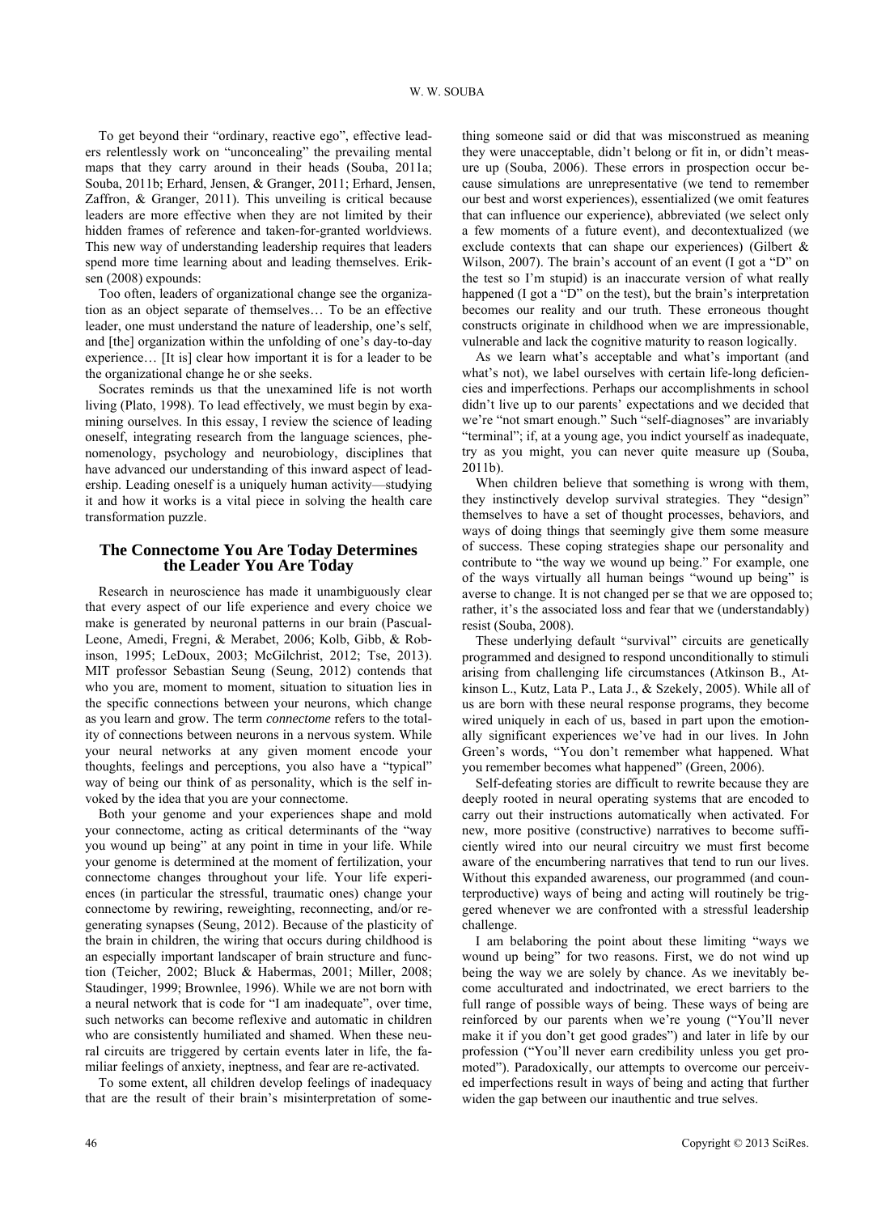To get beyond their "ordinary, reactive ego", effective leaders relentlessly work on "unconcealing" the prevailing mental maps that they carry around in their heads (Souba, 2011a; Souba, 2011b; Erhard, Jensen, & Granger, 2011; Erhard, Jensen, Zaffron, & Granger, 2011). This unveiling is critical because leaders are more effective when they are not limited by their hidden frames of reference and taken-for-granted worldviews. This new way of understanding leadership requires that leaders spend more time learning about and leading themselves. Eriksen (2008) expounds:

Too often, leaders of organizational change see the organization as an object separate of themselves… To be an effective leader, one must understand the nature of leadership, one's self, and [the] organization within the unfolding of one's day-to-day experience… [It is] clear how important it is for a leader to be the organizational change he or she seeks.

Socrates reminds us that the unexamined life is not worth living (Plato, 1998). To lead effectively, we must begin by examining ourselves. In this essay, I review the science of leading oneself, integrating research from the language sciences, phenomenology, psychology and neurobiology, disciplines that have advanced our understanding of this inward aspect of leadership. Leading oneself is a uniquely human activity—studying it and how it works is a vital piece in solving the health care transformation puzzle.

## The Connectome You Are Today Determines the Leader You Are Today

Research in neuroscience has made it unambiguously clear that every aspect of our life experience and every choice we make is generated by neuronal patterns in our brain (Pascual-Leone, Amedi, Fregni, & Merabet, 2006; Kolb, Gibb, & Robinson, 1995; LeDoux, 2003; McGilchrist, 2012; Tse, 2013). MIT professor Sebastian Seung (Seung, 2012) contends that who you are, moment to moment, situation to situation lies in the specific connections between your neurons, which change as you learn and grow. The term *connectome* refers to the totality of connections between neurons in a nervous system. While your neural networks at any given moment encode your thoughts, feelings and perceptions, you also have a "typical" way of being our think of as personality, which is the self invoked by the idea that you are your connectome.

Both your genome and your experiences shape and mold your connectome, acting as critical determinants of the "way you wound up being" at any point in time in your life. While your genome is determined at the moment of fertilization, your connectome changes throughout your life. Your life experiences (in particular the stressful, traumatic ones) change your connectome by rewiring, reweighting, reconnecting, and/or regenerating synapses (Seung, 2012). Because of the plasticity of the brain in children, the wiring that occurs during childhood is an especially important landscaper of brain structure and function (Teicher, 2002; Bluck & Habermas, 2001; Miller, 2008; Staudinger, 1999; Brownlee, 1996). While we are not born with a neural network that is code for "I am inadequate", over time, such networks can become reflexive and automatic in children who are consistently humiliated and shamed. When these neural circuits are triggered by certain events later in life, the familiar feelings of anxiety, ineptness, and fear are re-activated.

To some extent, all children develop feelings of inadequacy that are the result of their brain's misinterpretation of something someone said or did that was misconstrued as meaning they were unacceptable, didn't belong or fit in, or didn't measure up (Souba, 2006). These errors in prospection occur because simulations are unrepresentative (we tend to remember our best and worst experiences), essentialized (we omit features that can influence our experience), abbreviated (we select only a few moments of a future event), and decontextualized (we exclude contexts that can shape our experiences) (Gilbert & Wilson, 2007). The brain's account of an event (I got a "D" on the test so I'm stupid) is an inaccurate version of what really happened (I got a "D" on the test), but the brain's interpretation becomes our reality and our truth. These erroneous thought constructs originate in childhood when we are impressionable, vulnerable and lack the cognitive maturity to reason logically.

As we learn what's acceptable and what's important (and what's not), we label ourselves with certain life-long deficiencies and imperfections. Perhaps our accomplishments in school didn't live up to our parents' expectations and we decided that we're "not smart enough." Such "self-diagnoses" are invariably "terminal"; if, at a young age, you indict yourself as inadequate, try as you might, you can never quite measure up (Souba, 2011b).

When children believe that something is wrong with them, they instinctively develop survival strategies. They "design" themselves to have a set of thought processes, behaviors, and ways of doing things that seemingly give them some measure of success. These coping strategies shape our personality and contribute to "the way we wound up being." For example, one of the ways virtually all human beings "wound up being" is averse to change. It is not changed per se that we are opposed to; rather, it's the associated loss and fear that we (understandably) resist (Souba, 2008).

These underlying default "survival" circuits are genetically programmed and designed to respond unconditionally to stimuli arising from challenging life circumstances (Atkinson B., Atkinson L., Kutz, Lata P., Lata J., & Szekely, 2005). While all of us are born with these neural response programs, they become wired uniquely in each of us, based in part upon the emotionally significant experiences we've had in our lives. In John Green's words, "You don't remember what happened. What you remember becomes what happened" (Green, 2006).

Self-defeating stories are difficult to rewrite because they are deeply rooted in neural operating systems that are encoded to carry out their instructions automatically when activated. For new, more positive (constructive) narratives to become sufficiently wired into our neural circuitry we must first become aware of the encumbering narratives that tend to run our lives. Without this expanded awareness, our programmed (and counterproductive) ways of being and acting will routinely be triggered whenever we are confronted with a stressful leadership challenge.

I am belaboring the point about these limiting "ways we wound up being" for two reasons. First, we do not wind up being the way we are solely by chance. As we inevitably become acculturated and indoctrinated, we erect barriers to the full range of possible ways of being. These ways of being are reinforced by our parents when we're young ("You'll never make it if you don't get good grades") and later in life by our profession ("You'll never earn credibility unless you get promoted"). Paradoxically, our attempts to overcome our perceived imperfections result in ways of being and acting that further widen the gap between our inauthentic and true selves.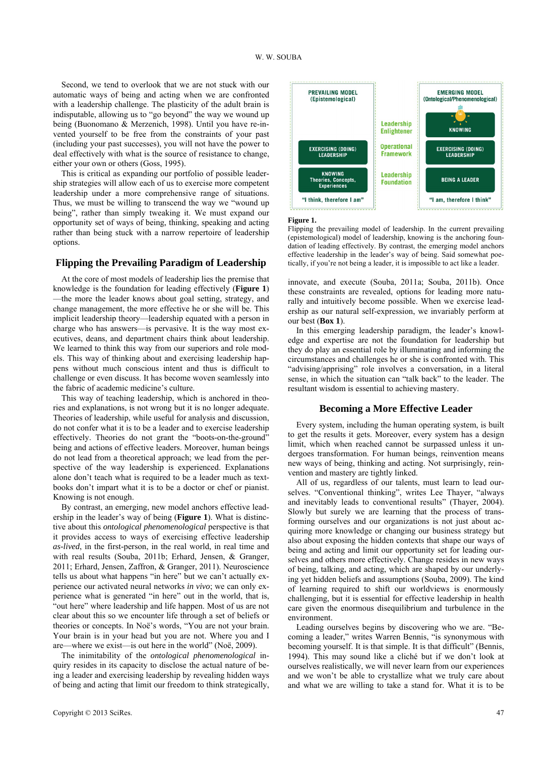Second, we tend to overlook that we are not stuck with our automatic ways of being and acting when we are confronted with a leadership challenge. The plasticity of the adult brain is indisputable, allowing us to "go beyond" the way we wound up being (Buonomano & Merzenich, 1998). Until you have re-invented yourself to be free from the constraints of your past (including your past successes), you will not have the power to deal effectively with what is the source of resistance to change, either your own or others (Goss, 1995).

This is critical as expanding our portfolio of possible leadership strategies will allow each of us to exercise more competent leadership under a more comprehensive range of situations. Thus, we must be willing to transcend the way we "wound up being", rather than simply tweaking it. We must expand our opportunity set of ways of being, thinking, speaking and acting rather than being stuck with a narrow repertoire of leadership options.

## Flipping the Prevailing Paradigm of Leadership

At the core of most models of leadership lies the premise that knowledge is the foundation for leading effectively (**Figure 1**)—the more the leader knows about goal setting, strategy, and change management, the more effective he or she will be. This implicit leadership theory—leadership equated with a person in charge who has answers—is pervasive. It is the way most executives, deans, and department chairs think about leadership. We learned to think this way from our superiors and role models. This way of thinking about and exercising leadership happens without much conscious intent and thus is difficult to challenge or even discuss. It has become woven seamlessly into the fabric of academic medicine's culture.

This way of teaching leadership, which is anchored in theories and explanations, is not wrong but it is no longer adequate. Theories of leadership, while useful for analysis and discussion, do not confer what it is to be a leader and to exercise leadership effectively. Theories do not grant the "boots-on-the-ground" being and actions of effective leaders. Moreover, human beings do not lead from a theoretical approach; we lead from the perspective of the way leadership is experienced. Explanations alone don't teach what is required to be a leader much as textbooks don't impart what it is to be a doctor or chef or pianist. Knowing is not enough.

By contrast, an emerging, new model anchors effective leadership in the leader's way of being (**Figure 1**). What is distinctive about this *ontological phenomenological* perspective is that it provides access to ways of exercising effective leadership *as-lived*, in the first-person, in the real world, in real time and with real results (Souba, 2011b; Erhard, Jensen, & Granger, 2011; Erhard, Jensen, Zaffron, & Granger, 2011). Neuroscience tells us about what happens "in here" but we can't actually experience our activated neural networks *in vivo*; we can only experience what is generated "in here" out in the world, that is, "out here" where leadership and life happen. Most of us are not clear about this so we encounter life through a set of beliefs or theories or concepts. In Noë's words, "You are not your brain. Your brain is in your head but you are not. Where you and I are—where we exist—is out here in the world" (Noë, 2009).

The inimitability of the *ontological phenomenological* inquiry resides in its capacity to disclose the actual nature of being a leader and exercising leadership by revealing hidden ways of being and acting that limit our freedom to think strategically, innovate, and execute (Souba, 2011a; Souba, 2011b). Once these constraints are revealed, options for leading more naturally and intuitively become possible. When we exercise leadership as our natural self-expression, we invariably perform at our best (**Box 1**).

| PREVAILING MODEL (Epistemological) | | EMERGING MODEL (Ontological/Phenomenological) |
|---|---|---|
| | Leadership Enlightener | KNOWING |
| EXERCISING (DOING) LEADERSHIP | Operational Framework | EXERCISING (DOING) LEADERSHIP |
| KNOWING Theories, Concepts, Experiences | Leadership Foundation | BEING A LEADER |
| "I think, therefore I am" | | "I am, therefore I think" |

**Figure 1.**
Flipping the prevailing model of leadership. In the current prevailing (epistemological) model of leadership, knowing is the anchoring foundation of leading effectively. By contrast, the emerging model anchors effective leadership in the leader's way of being. Said somewhat poetically, if you're not being a leader, it is impossible to act like a leader.

In this emerging leadership paradigm, the leader's knowledge and expertise are not the foundation for leadership but they do play an essential role by illuminating and informing the circumstances and challenges he or she is confronted with. This "advising/apprising" role involves a conversation, in a literal sense, in which the situation can "talk back" to the leader. The resultant wisdom is essential to achieving mastery.

## Becoming a More Effective Leader

Every system, including the human operating system, is built to get the results it gets. Moreover, every system has a design limit, which when reached cannot be surpassed unless it undergoes transformation. For human beings, reinvention means new ways of being, thinking and acting. Not surprisingly, reinvention and mastery are tightly linked.

All of us, regardless of our talents, must learn to lead ourselves. "Conventional thinking", writes Lee Thayer, "always and inevitably leads to conventional results" (Thayer, 2004). Slowly but surely we are learning that the process of transforming ourselves and our organizations is not just about acquiring more knowledge or changing our business strategy but also about exposing the hidden contexts that shape our ways of being and acting and limit our opportunity set for leading ourselves and others more effectively. Change resides in new ways of being, talking, and acting, which are shaped by our underlying yet hidden beliefs and assumptions (Souba, 2009). The kind of learning required to shift our worldviews is enormously challenging, but it is essential for effective leadership in health care given the enormous disequilibrium and turbulence in the environment.

Leading ourselves begins by discovering who we are. "Becoming a leader," writes Warren Bennis, "is synonymous with becoming yourself. It is that simple. It is that difficult" (Bennis, 1994). This may sound like a cliché but if we don't look at ourselves realistically, we will never learn from our experiences and we won't be able to crystallize what we truly care about and what we are willing to take a stand for. What it is to be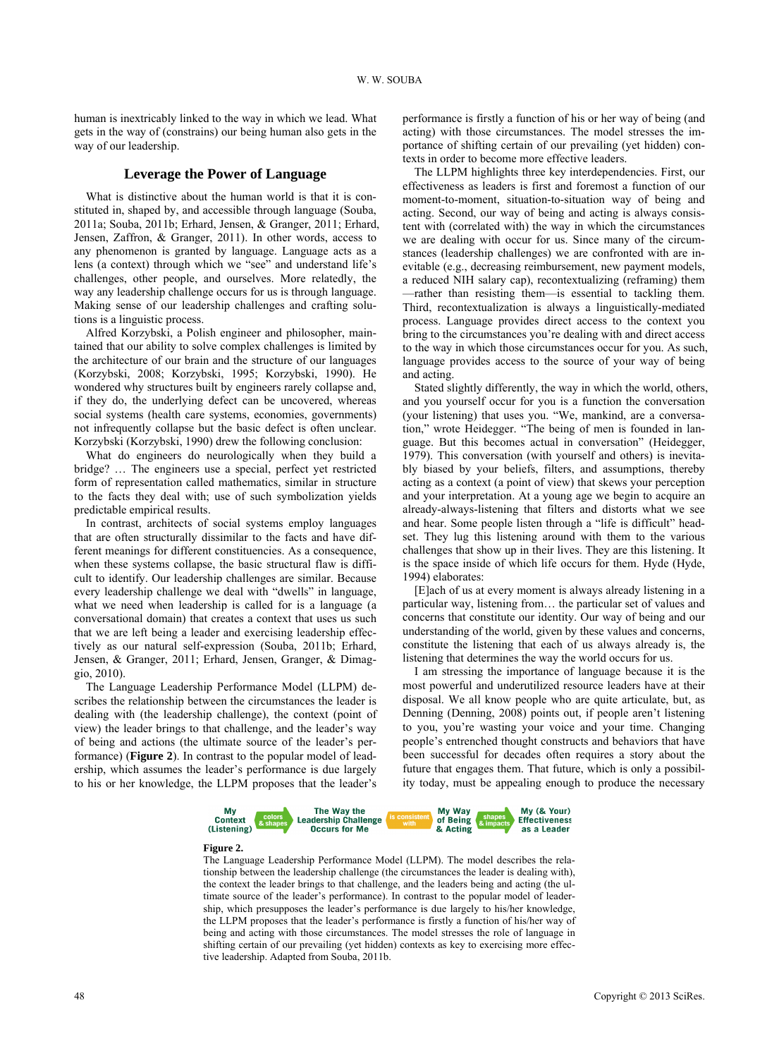human is inextricably linked to the way in which we lead. What gets in the way of (constrains) our being human also gets in the way of our leadership.

## Leverage the Power of Language

What is distinctive about the human world is that it is constituted in, shaped by, and accessible through language (Souba, 2011a; Souba, 2011b; Erhard, Jensen, & Granger, 2011; Erhard, Jensen, Zaffron, & Granger, 2011). In other words, access to any phenomenon is granted by language. Language acts as a lens (a context) through which we "see" and understand life's challenges, other people, and ourselves. More relatedly, the way any leadership challenge occurs for us is through language. Making sense of our leadership challenges and crafting solutions is a linguistic process.

Alfred Korzybski, a Polish engineer and philosopher, maintained that our ability to solve complex challenges is limited by the architecture of our brain and the structure of our languages (Korzybski, 2008; Korzybski, 1995; Korzybski, 1990). He wondered why structures built by engineers rarely collapse and, if they do, the underlying defect can be uncovered, whereas social systems (health care systems, economies, governments) not infrequently collapse but the basic defect is often unclear. Korzybski (Korzybski, 1990) drew the following conclusion:

What do engineers do neurologically when they build a bridge? … The engineers use a special, perfect yet restricted form of representation called mathematics, similar in structure to the facts they deal with; use of such symbolization yields predictable empirical results.

In contrast, architects of social systems employ languages that are often structurally dissimilar to the facts and have different meanings for different constituencies. As a consequence, when these systems collapse, the basic structural flaw is difficult to identify. Our leadership challenges are similar. Because every leadership challenge we deal with "dwells" in language, what we need when leadership is called for is a language (a conversational domain) that creates a context that uses us such that we are left being a leader and exercising leadership effectively as our natural self-expression (Souba, 2011b; Erhard, Jensen, & Granger, 2011; Erhard, Jensen, Granger, & Dimaggio, 2010).

The Language Leadership Performance Model (LLPM) describes the relationship between the circumstances the leader is dealing with (the leadership challenge), the context (point of view) the leader brings to that challenge, and the leader's way of being and actions (the ultimate source of the leader's performance) (**Figure 2**). In contrast to the popular model of leadership, which assumes the leader's performance is due largely to his or her knowledge, the LLPM proposes that the leader's performance is firstly a function of his or her way of being (and acting) with those circumstances. The model stresses the importance of shifting certain of our prevailing (yet hidden) contexts in order to become more effective leaders.

The LLPM highlights three key interdependencies. First, our effectiveness as leaders is first and foremost a function of our moment-to-moment, situation-to-situation way of being and acting. Second, our way of being and acting is always consistent with (correlated with) the way in which the circumstances we are dealing with occur for us. Since many of the circumstances (leadership challenges) we are confronted with are inevitable (e.g., decreasing reimbursement, new payment models, a reduced NIH salary cap), recontextualizing (reframing) them—rather than resisting them—is essential to tackling them. Third, recontextualization is always a linguistically-mediated process. Language provides direct access to the context you bring to the circumstances you're dealing with and direct access to the way in which those circumstances occur for you. As such, language provides access to the source of your way of being and acting.

Stated slightly differently, the way in which the world, others, and you yourself occur for you is a function the conversation (your listening) that uses you. "We, mankind, are a conversation," wrote Heidegger. "The being of men is founded in language. But this becomes actual in conversation" (Heidegger, 1979). This conversation (with yourself and others) is inevitably biased by your beliefs, filters, and assumptions, thereby acting as a context (a point of view) that skews your perception and your interpretation. At a young age we begin to acquire an already-always-listening that filters and distorts what we see and hear. Some people listen through a "life is difficult" headset. They lug this listening around with them to the various challenges that show up in their lives. They are this listening. It is the space inside of which life occurs for them. Hyde (Hyde, 1994) elaborates:

[E]ach of us at every moment is always already listening in a particular way, listening from… the particular set of values and concerns that constitute our identity. Our way of being and our understanding of the world, given by these values and concerns, constitute the listening that each of us always already is, the listening that determines the way the world occurs for us.

I am stressing the importance of language because it is the most powerful and underutilized resource leaders have at their disposal. We all know people who are quite articulate, but, as Denning (Denning, 2008) points out, if people aren't listening to you, you're wasting your voice and your time. Changing people's entrenched thought constructs and behaviors that have been successful for decades often requires a story about the future that engages them. That future, which is only a possibility today, must be appealing enough to produce the necessary

My Context (Listening) → colors & shapes → The Way the Leadership Challenge Occurs for Me → is consistent with → My Way of Being & Acting → shapes & impacts → My (& Your) Effectiveness as a Leader

**Figure 2.**
The Language Leadership Performance Model (LLPM). The model describes the relationship between the leadership challenge (the circumstances the leader is dealing with), the context the leader brings to that challenge, and the leaders being and acting (the ultimate source of the leader's performance). In contrast to the popular model of leadership, which presupposes the leader's performance is due largely to his/her knowledge, the LLPM proposes that the leader's performance is firstly a function of his/her way of being and acting with those circumstances. The model stresses the role of language in shifting certain of our prevailing (yet hidden) contexts as key to exercising more effective leadership. Adapted from Souba, 2011b.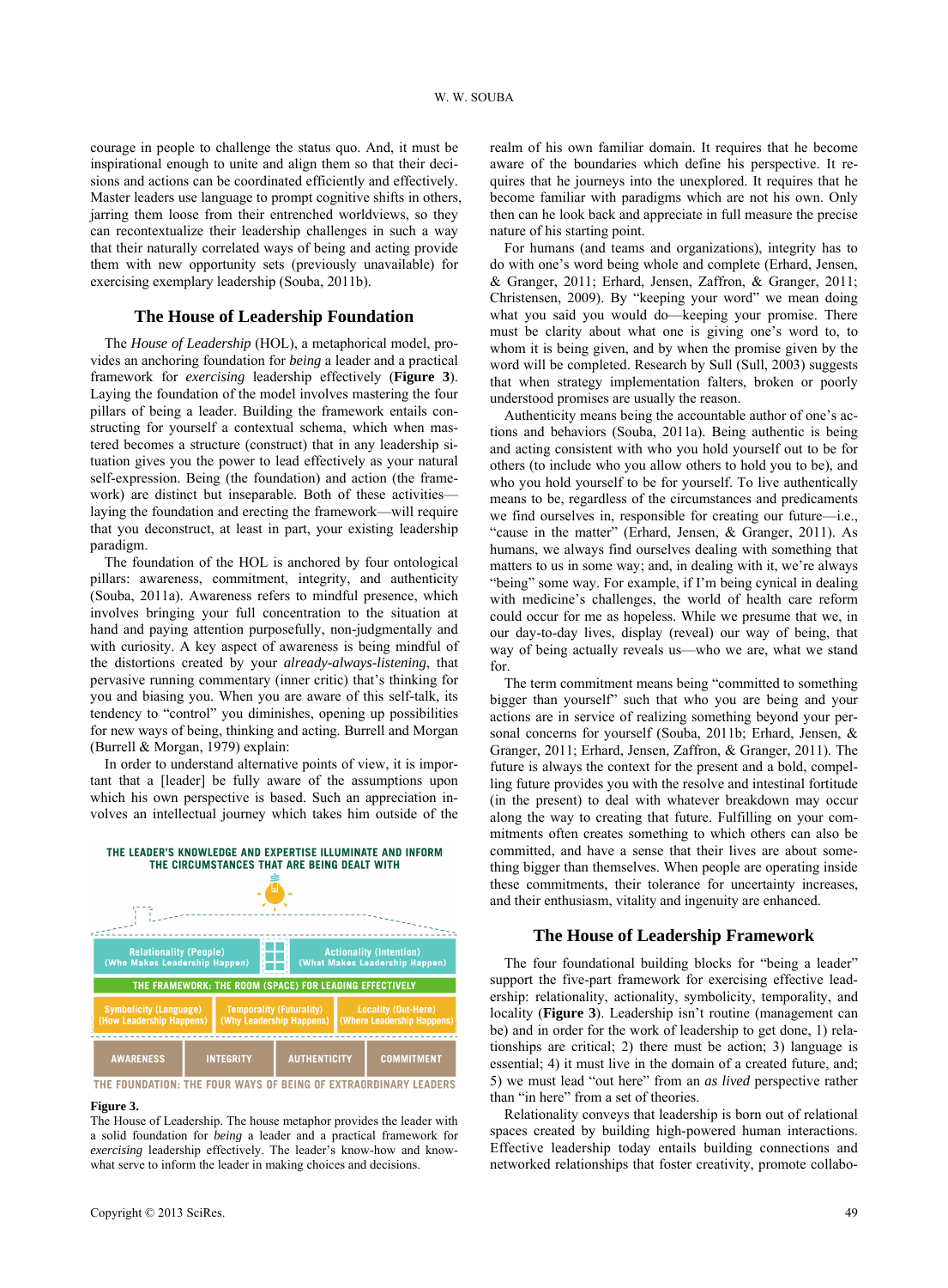courage in people to challenge the status quo. And, it must be inspirational enough to unite and align them so that their decisions and actions can be coordinated efficiently and effectively. Master leaders use language to prompt cognitive shifts in others, jarring them loose from their entrenched worldviews, so they can recontextualize their leadership challenges in such a way that their naturally correlated ways of being and acting provide them with new opportunity sets (previously unavailable) for exercising exemplary leadership (Souba, 2011b).

## The House of Leadership Foundation

The *House of Leadership* (HOL), a metaphorical model, provides an anchoring foundation for *being* a leader and a practical framework for *exercising* leadership effectively (**Figure 3**). Laying the foundation of the model involves mastering the four pillars of being a leader. Building the framework entails constructing for yourself a contextual schema, which when mastered becomes a structure (construct) that in any leadership situation gives you the power to lead effectively as your natural self-expression. Being (the foundation) and action (the framework) are distinct but inseparable. Both of these activities—laying the foundation and erecting the framework—will require that you deconstruct, at least in part, your existing leadership paradigm.

The foundation of the HOL is anchored by four ontological pillars: awareness, commitment, integrity, and authenticity (Souba, 2011a). Awareness refers to mindful presence, which involves bringing your full concentration to the situation at hand and paying attention purposefully, non-judgmentally and with curiosity. A key aspect of awareness is being mindful of the distortions created by your *already-always-listening*, that pervasive running commentary (inner critic) that's thinking for you and biasing you. When you are aware of this self-talk, its tendency to "control" you diminishes, opening up possibilities for new ways of being, thinking and acting. Burrell and Morgan (Burrell & Morgan, 1979) explain:

In order to understand alternative points of view, it is important that a [leader] be fully aware of the assumptions upon which his own perspective is based. Such an appreciation involves an intellectual journey which takes him outside of the realm of his own familiar domain. It requires that he become aware of the boundaries which define his perspective. It requires that he journeys into the unexplored. It requires that he become familiar with paradigms which are not his own. Only then can he look back and appreciate in full measure the precise nature of his starting point.

THE LEADER'S KNOWLEDGE AND EXPERTISE ILLUMINATE AND INFORM THE CIRCUMSTANCES THAT ARE BEING DEALT WITH

| Relationality (People) (Who Makes Leadership Happen) | Actionality (Intention) (What Makes Leadership Happen) | |
|---|---|---|
| THE FRAMEWORK: THE ROOM (SPACE) FOR LEADING EFFECTIVELY | | |
| Symbolicity (Language) (How Leadership Happens) | Temporality (Futurality) (Why Leadership Happens) | Locality (Out-Here) (Where Leadership Happens) |

| AWARENESS | INTEGRITY | AUTHENTICITY | COMMITMENT |
|---|---|---|---|

THE FOUNDATION: THE FOUR WAYS OF BEING OF EXTRAORDINARY LEADERS

**Figure 3.**
The House of Leadership. The house metaphor provides the leader with a solid foundation for *being* a leader and a practical framework for *exercising* leadership effectively. The leader's know-how and know-what serve to inform the leader in making choices and decisions.

For humans (and teams and organizations), integrity has to do with one's word being whole and complete (Erhard, Jensen, & Granger, 2011; Erhard, Jensen, Zaffron, & Granger, 2011; Christensen, 2009). By "keeping your word" we mean doing what you said you would do—keeping your promise. There must be clarity about what one is giving one's word to, to whom it is being given, and by when the promise given by the word will be completed. Research by Sull (Sull, 2003) suggests that when strategy implementation falters, broken or poorly understood promises are usually the reason.

Authenticity means being the accountable author of one's actions and behaviors (Souba, 2011a). Being authentic is being and acting consistent with who you hold yourself out to be for others (to include who you allow others to hold you to be), and who you hold yourself to be for yourself. To live authentically means to be, regardless of the circumstances and predicaments we find ourselves in, responsible for creating our future—i.e., "cause in the matter" (Erhard, Jensen, & Granger, 2011). As humans, we always find ourselves dealing with something that matters to us in some way; and, in dealing with it, we're always "being" some way. For example, if I'm being cynical in dealing with medicine's challenges, the world of health care reform could occur for me as hopeless. While we presume that we, in our day-to-day lives, display (reveal) our way of being, that way of being actually reveals us—who we are, what we stand for.

The term commitment means being "committed to something bigger than yourself" such that who you are being and your actions are in service of realizing something beyond your personal concerns for yourself (Souba, 2011b; Erhard, Jensen, & Granger, 2011; Erhard, Jensen, Zaffron, & Granger, 2011). The future is always the context for the present and a bold, compelling future provides you with the resolve and intestinal fortitude (in the present) to deal with whatever breakdown may occur along the way to creating that future. Fulfilling on your commitments often creates something to which others can also be committed, and have a sense that their lives are about something bigger than themselves. When people are operating inside these commitments, their tolerance for uncertainty increases, and their enthusiasm, vitality and ingenuity are enhanced.

## The House of Leadership Framework

The four foundational building blocks for "being a leader" support the five-part framework for exercising effective leadership: relationality, actionality, symbolicity, temporality, and locality (**Figure 3**). Leadership isn't routine (management can be) and in order for the work of leadership to get done, 1) relationships are critical; 2) there must be action; 3) language is essential; 4) it must live in the domain of a created future, and; 5) we must lead "out here" from an *as lived* perspective rather than "in here" from a set of theories.

Relationality conveys that leadership is born out of relational spaces created by building high-powered human interactions. Effective leadership today entails building connections and networked relationships that foster creativity, promote collabo-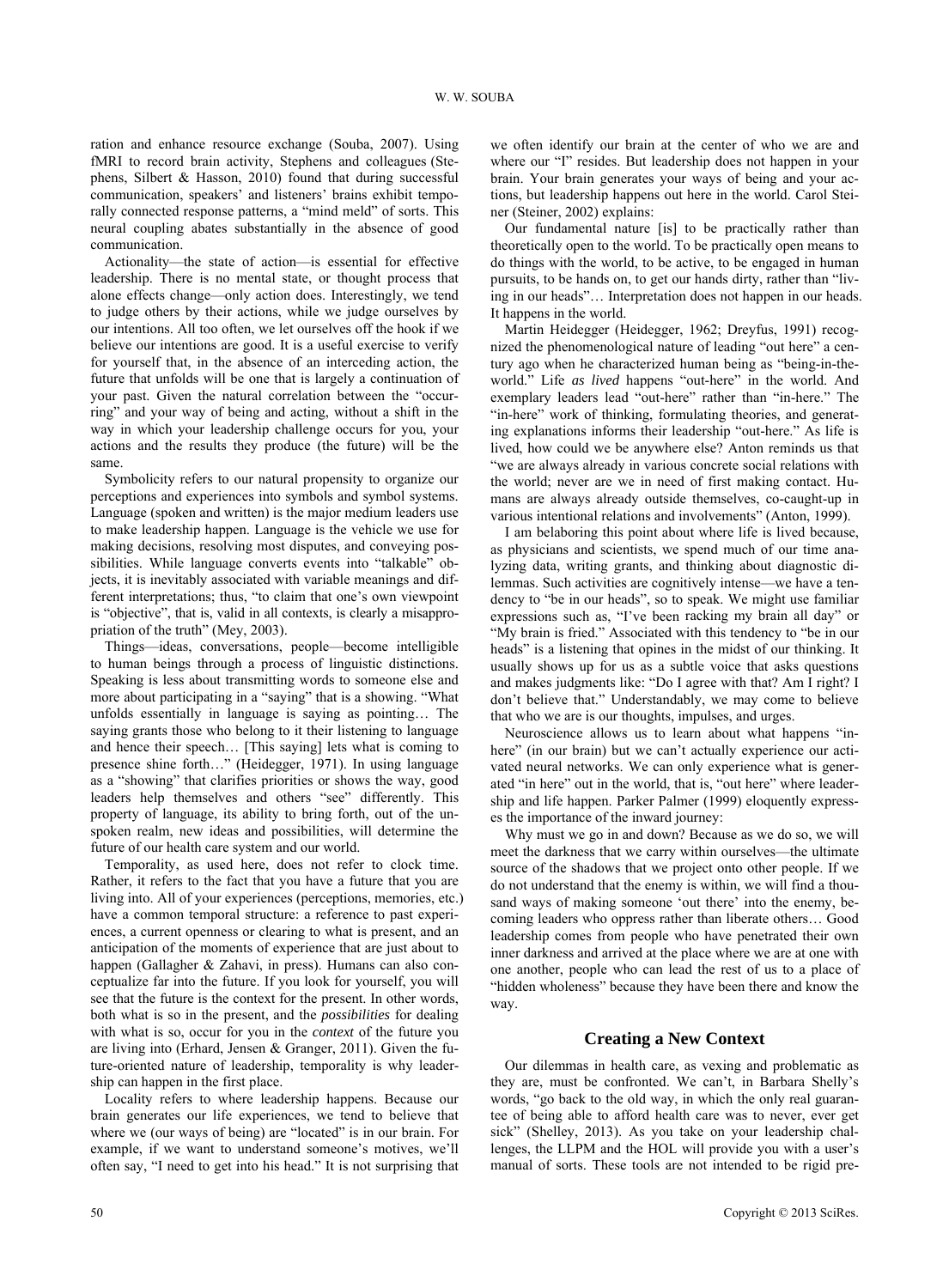ration and enhance resource exchange (Souba, 2007). Using fMRI to record brain activity, Stephens and colleagues (Stephens, Silbert & Hasson, 2010) found that during successful communication, speakers' and listeners' brains exhibit temporally connected response patterns, a "mind meld" of sorts. This neural coupling abates substantially in the absence of good communication.

Actionality—the state of action—is essential for effective leadership. There is no mental state, or thought process that alone effects change—only action does. Interestingly, we tend to judge others by their actions, while we judge ourselves by our intentions. All too often, we let ourselves off the hook if we believe our intentions are good. It is a useful exercise to verify for yourself that, in the absence of an interceding action, the future that unfolds will be one that is largely a continuation of your past. Given the natural correlation between the "occurring" and your way of being and acting, without a shift in the way in which your leadership challenge occurs for you, your actions and the results they produce (the future) will be the same.

Symbolicity refers to our natural propensity to organize our perceptions and experiences into symbols and symbol systems. Language (spoken and written) is the major medium leaders use to make leadership happen. Language is the vehicle we use for making decisions, resolving most disputes, and conveying possibilities. While language converts events into "talkable" objects, it is inevitably associated with variable meanings and different interpretations; thus, "to claim that one's own viewpoint is "objective", that is, valid in all contexts, is clearly a misappropriation of the truth" (Mey, 2003).

Things—ideas, conversations, people—become intelligible to human beings through a process of linguistic distinctions. Speaking is less about transmitting words to someone else and more about participating in a "saying" that is a showing. "What unfolds essentially in language is saying as pointing… The saying grants those who belong to it their listening to language and hence their speech… [This saying] lets what is coming to presence shine forth…" (Heidegger, 1971). In using language as a "showing" that clarifies priorities or shows the way, good leaders help themselves and others "see" differently. This property of language, its ability to bring forth, out of the unspoken realm, new ideas and possibilities, will determine the future of our health care system and our world.

Temporality, as used here, does not refer to clock time. Rather, it refers to the fact that you have a future that you are living into. All of your experiences (perceptions, memories, etc.) have a common temporal structure: a reference to past experiences, a current openness or clearing to what is present, and an anticipation of the moments of experience that are just about to happen (Gallagher & Zahavi, in press). Humans can also conceptualize far into the future. If you look for yourself, you will see that the future is the context for the present. In other words, both what is so in the present, and the *possibilities* for dealing with what is so, occur for you in the *context* of the future you are living into (Erhard, Jensen & Granger, 2011). Given the future-oriented nature of leadership, temporality is why leadership can happen in the first place.

Locality refers to where leadership happens. Because our brain generates our life experiences, we tend to believe that where we (our ways of being) are "located" is in our brain. For example, if we want to understand someone's motives, we'll often say, "I need to get into his head." It is not surprising that we often identify our brain at the center of who we are and where our "I" resides. But leadership does not happen in your brain. Your brain generates your ways of being and your actions, but leadership happens out here in the world. Carol Steiner (Steiner, 2002) explains:

Our fundamental nature [is] to be practically rather than theoretically open to the world. To be practically open means to do things with the world, to be active, to be engaged in human pursuits, to be hands on, to get our hands dirty, rather than "living in our heads"… Interpretation does not happen in our heads. It happens in the world.

Martin Heidegger (Heidegger, 1962; Dreyfus, 1991) recognized the phenomenological nature of leading "out here" a century ago when he characterized human being as "being-in-the-world." Life *as lived* happens "out-here" in the world. And exemplary leaders lead "out-here" rather than "in-here." The "in-here" work of thinking, formulating theories, and generating explanations informs their leadership "out-here." As life is lived, how could we be anywhere else? Anton reminds us that "we are always already in various concrete social relations with the world; never are we in need of first making contact. Humans are always already outside themselves, co-caught-up in various intentional relations and involvements" (Anton, 1999).

I am belaboring this point about where life is lived because, as physicians and scientists, we spend much of our time analyzing data, writing grants, and thinking about diagnostic dilemmas. Such activities are cognitively intense—we have a tendency to "be in our heads", so to speak. We might use familiar expressions such as, "I've been racking my brain all day" or "My brain is fried." Associated with this tendency to "be in our heads" is a listening that opines in the midst of our thinking. It usually shows up for us as a subtle voice that asks questions and makes judgments like: "Do I agree with that? Am I right? I don't believe that." Understandably, we may come to believe that who we are is our thoughts, impulses, and urges.

Neuroscience allows us to learn about what happens "in-here" (in our brain) but we can't actually experience our activated neural networks. We can only experience what is generated "in here" out in the world, that is, "out here" where leadership and life happen. Parker Palmer (1999) eloquently expresses the importance of the inward journey:

Why must we go in and down? Because as we do so, we will meet the darkness that we carry within ourselves—the ultimate source of the shadows that we project onto other people. If we do not understand that the enemy is within, we will find a thousand ways of making someone 'out there' into the enemy, becoming leaders who oppress rather than liberate others… Good leadership comes from people who have penetrated their own inner darkness and arrived at the place where we are at one with one another, people who can lead the rest of us to a place of "hidden wholeness" because they have been there and know the way.

## Creating a New Context

Our dilemmas in health care, as vexing and problematic as they are, must be confronted. We can't, in Barbara Shelly's words, "go back to the old way, in which the only real guarantee of being able to afford health care was to never, ever get sick" (Shelley, 2013). As you take on your leadership challenges, the LLPM and the HOL will provide you with a user's manual of sorts. These tools are not intended to be rigid pre-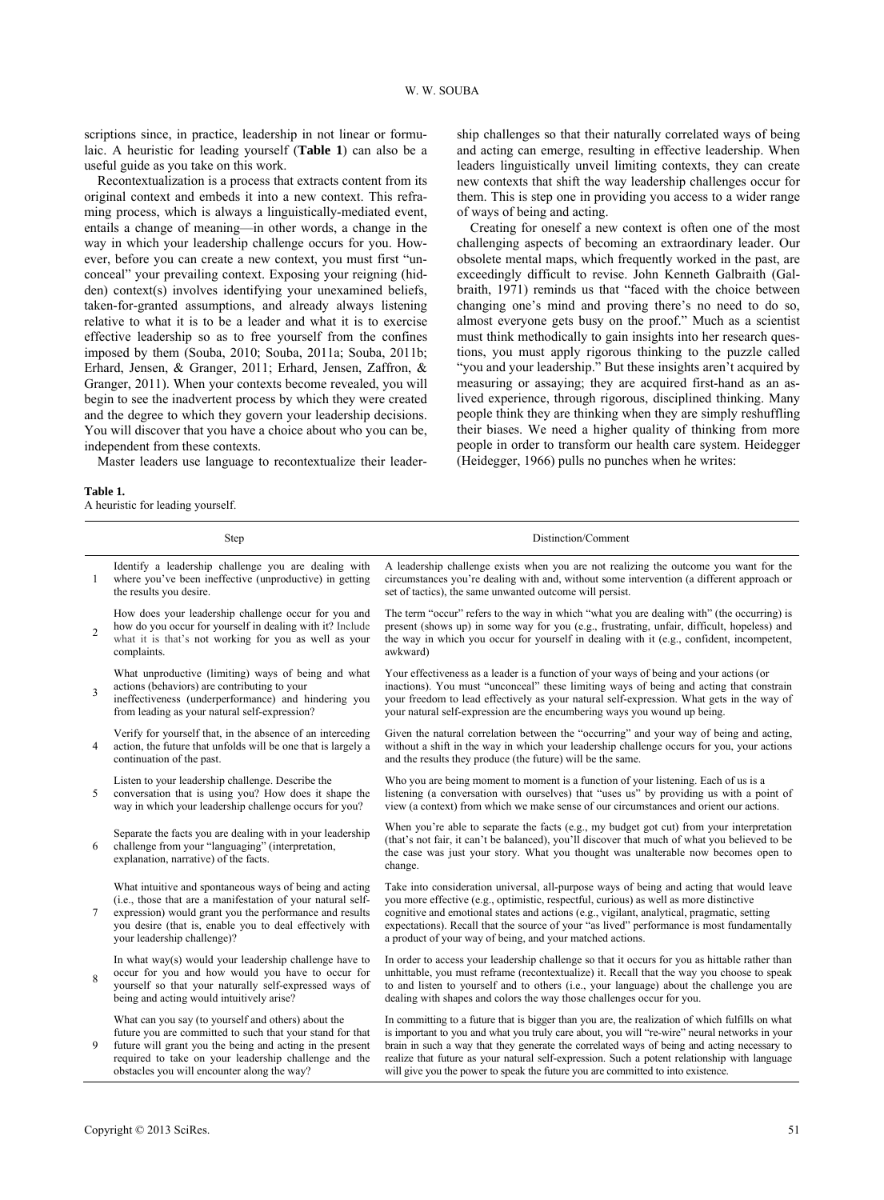scriptions since, in practice, leadership in not linear or formulaic. A heuristic for leading yourself (**Table 1**) can also be a useful guide as you take on this work.

Recontextualization is a process that extracts content from its original context and embeds it into a new context. This reframing process, which is always a linguistically-mediated event, entails a change of meaning—in other words, a change in the way in which your leadership challenge occurs for you. However, before you can create a new context, you must first "unconceal" your prevailing context. Exposing your reigning (hidden) context(s) involves identifying your unexamined beliefs, taken-for-granted assumptions, and already always listening relative to what it is to be a leader and what it is to exercise effective leadership so as to free yourself from the confines imposed by them (Souba, 2010; Souba, 2011a; Souba, 2011b; Erhard, Jensen, & Granger, 2011; Erhard, Jensen, Zaffron, & Granger, 2011). When your contexts become revealed, you will begin to see the inadvertent process by which they were created and the degree to which they govern your leadership decisions. You will discover that you have a choice about who you can be, independent from these contexts.

Master leaders use language to recontextualize their leadership challenges so that their naturally correlated ways of being and acting can emerge, resulting in effective leadership. When leaders linguistically unveil limiting contexts, they can create new contexts that shift the way leadership challenges occur for them. This is step one in providing you access to a wider range of ways of being and acting.

Creating for oneself a new context is often one of the most challenging aspects of becoming an extraordinary leader. Our obsolete mental maps, which frequently worked in the past, are exceedingly difficult to revise. John Kenneth Galbraith (Galbraith, 1971) reminds us that "faced with the choice between changing one's mind and proving there's no need to do so, almost everyone gets busy on the proof." Much as a scientist must think methodically to gain insights into her research questions, you must apply rigorous thinking to the puzzle called "you and your leadership." But these insights aren't acquired by measuring or assaying; they are acquired first-hand as an as-lived experience, through rigorous, disciplined thinking. Many people think they are thinking when they are simply reshuffling their biases. We need a higher quality of thinking from more people in order to transform our health care system. Heidegger (Heidegger, 1966) pulls no punches when he writes:

**Table 1.**
A heuristic for leading yourself.

| | Step | Distinction/Comment |
|---|---|---|
| 1 | Identify a leadership challenge you are dealing with where you've been ineffective (unproductive) in getting the results you desire. | A leadership challenge exists when you are not realizing the outcome you want for the circumstances you're dealing with and, without some intervention (a different approach or set of tactics), the same unwanted outcome will persist. |
| 2 | How does your leadership challenge occur for you and how do you occur for yourself in dealing with it? Include what it is that's not working for you as well as your complaints. | The term "occur" refers to the way in which "what you are dealing with" (the occurring) is present (shows up) in some way for you (e.g., frustrating, unfair, difficult, hopeless) and the way in which you occur for yourself in dealing with it (e.g., confident, incompetent, awkward) |
| 3 | What unproductive (limiting) ways of being and what actions (behaviors) are contributing to your ineffectiveness (underperformance) and hindering you from leading as your natural self-expression? | Your effectiveness as a leader is a function of your ways of being and your actions (or inactions). You must "unconceal" these limiting ways of being and acting that constrain your freedom to lead effectively as your natural self-expression. What gets in the way of your natural self-expression are the encumbering ways you wound up being. |
| 4 | Verify for yourself that, in the absence of an interceding action, the future that unfolds will be one that is largely a continuation of the past. | Given the natural correlation between the "occurring" and your way of being and acting, without a shift in the way in which your leadership challenge occurs for you, your actions and the results they produce (the future) will be the same. |
| 5 | Listen to your leadership challenge. Describe the conversation that is using you? How does it shape the way in which your leadership challenge occurs for you? | Who you are being moment to moment is a function of your listening. Each of us is a listening (a conversation with ourselves) that "uses us" by providing us with a point of view (a context) from which we make sense of our circumstances and orient our actions. |
| 6 | Separate the facts you are dealing with in your leadership challenge from your "languaging" (interpretation, explanation, narrative) of the facts. | When you're able to separate the facts (e.g., my budget got cut) from your interpretation (that's not fair, it can't be balanced), you'll discover that much of what you believed to be the case was just your story. What you thought was unalterable now becomes open to change. |
| 7 | What intuitive and spontaneous ways of being and acting (i.e., those that are a manifestation of your natural self-expression) would grant you the performance and results you desire (that is, enable you to deal effectively with your leadership challenge)? | Take into consideration universal, all-purpose ways of being and acting that would leave you more effective (e.g., optimistic, respectful, curious) as well as more distinctive cognitive and emotional states and actions (e.g., vigilant, analytical, pragmatic, setting expectations). Recall that the source of your "as lived" performance is most fundamentally a product of your way of being, and your matched actions. |
| 8 | In what way(s) would your leadership challenge have to occur for you and how would you have to occur for yourself so that your naturally self-expressed ways of being and acting would intuitively arise? | In order to access your leadership challenge so that it occurs for you as hittable rather than unhittable, you must reframe (recontextualize) it. Recall that the way you choose to speak to and listen to yourself and to others (i.e., your language) about the challenge you are dealing with shapes and colors the way those challenges occur for you. |
| 9 | What can you say (to yourself and others) about the future you are committed to such that your stand for that future will grant you the being and acting in the present required to take on your leadership challenge and the obstacles you will encounter along the way? | In committing to a future that is bigger than you are, the realization of which fulfills on what is important to you and what you truly care about, you will "re-wire" neural networks in your brain in such a way that they generate the correlated ways of being and acting necessary to realize that future as your natural self-expression. Such a potent relationship with language will give you the power to speak the future you are committed to into existence. |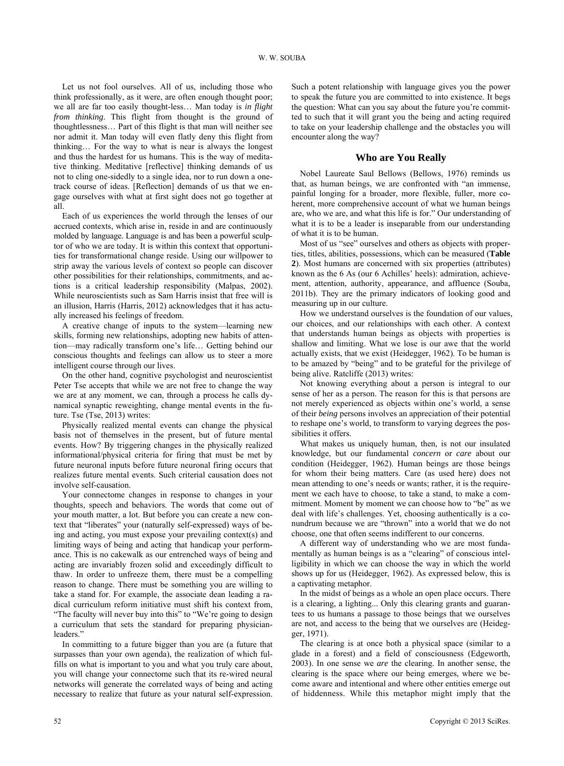Let us not fool ourselves. All of us, including those who think professionally, as it were, are often enough thought poor; we all are far too easily thought-less… Man today is *in flight from thinking*. This flight from thought is the ground of thoughtlessness… Part of this flight is that man will neither see nor admit it. Man today will even flatly deny this flight from thinking… For the way to what is near is always the longest and thus the hardest for us humans. This is the way of meditative thinking. Meditative [reflective] thinking demands of us not to cling one-sidedly to a single idea, nor to run down a one-track course of ideas. [Reflection] demands of us that we engage ourselves with what at first sight does not go together at all.

Each of us experiences the world through the lenses of our accrued contexts, which arise in, reside in and are continuously molded by language. Language is and has been a powerful sculptor of who we are today. It is within this context that opportunities for transformational change reside. Using our willpower to strip away the various levels of context so people can discover other possibilities for their relationships, commitments, and actions is a critical leadership responsibility (Malpas, 2002). While neuroscientists such as Sam Harris insist that free will is an illusion, Harris (Harris, 2012) acknowledges that it has actually increased his feelings of freedom.

A creative change of inputs to the system—learning new skills, forming new relationships, adopting new habits of attention—may radically transform one's life… Getting behind our conscious thoughts and feelings can allow us to steer a more intelligent course through our lives.

On the other hand, cognitive psychologist and neuroscientist Peter Tse accepts that while we are not free to change the way we are at any moment, we can, through a process he calls dynamical synaptic reweighting, change mental events in the future. Tse (Tse, 2013) writes:

Physically realized mental events can change the physical basis not of themselves in the present, but of future mental events. How? By triggering changes in the physically realized informational/physical criteria for firing that must be met by future neuronal inputs before future neuronal firing occurs that realizes future mental events. Such criterial causation does not involve self-causation.

Your connectome changes in response to changes in your thoughts, speech and behaviors. The words that come out of your mouth matter, a lot. But before you can create a new context that "liberates" your (naturally self-expressed) ways of being and acting, you must expose your prevailing context(s) and limiting ways of being and acting that handicap your performance. This is no cakewalk as our entrenched ways of being and acting are invariably frozen solid and exceedingly difficult to thaw. In order to unfreeze them, there must be a compelling reason to change. There must be something you are willing to take a stand for. For example, the associate dean leading a radical curriculum reform initiative must shift his context from, "The faculty will never buy into this" to "We're going to design a curriculum that sets the standard for preparing physician-leaders."

In committing to a future bigger than you are (a future that surpasses than your own agenda), the realization of which fulfills on what is important to you and what you truly care about, you will change your connectome such that its re-wired neural networks will generate the correlated ways of being and acting necessary to realize that future as your natural self-expression. Such a potent relationship with language gives you the power to speak the future you are committed to into existence. It begs the question: What can you say about the future you're committed to such that it will grant you the being and acting required to take on your leadership challenge and the obstacles you will encounter along the way?

## Who are You Really

Nobel Laureate Saul Bellows (Bellows, 1976) reminds us that, as human beings, we are confronted with "an immense, painful longing for a broader, more flexible, fuller, more coherent, more comprehensive account of what we human beings are, who we are, and what this life is for." Our understanding of what it is to be a leader is inseparable from our understanding of what it is to be human.

Most of us "see" ourselves and others as objects with properties, titles, abilities, possessions, which can be measured (**Table 2**). Most humans are concerned with six properties (attributes) known as the 6 As (our 6 Achilles' heels): admiration, achievement, attention, authority, appearance, and affluence (Souba, 2011b). They are the primary indicators of looking good and measuring up in our culture.

How we understand ourselves is the foundation of our values, our choices, and our relationships with each other. A context that understands human beings as objects with properties is shallow and limiting. What we lose is our awe that the world actually exists, that we exist (Heidegger, 1962). To be human is to be amazed by "being" and to be grateful for the privilege of being alive. Ratcliffe (2013) writes:

Not knowing everything about a person is integral to our sense of her as a person. The reason for this is that persons are not merely experienced as objects within one's world, a sense of their *being* persons involves an appreciation of their potential to reshape one's world, to transform to varying degrees the possibilities it offers.

What makes us uniquely human, then, is not our insulated knowledge, but our fundamental *concern* or *care* about our condition (Heidegger, 1962). Human beings are those beings for whom their being matters. Care (as used here) does not mean attending to one's needs or wants; rather, it is the requirement we each have to choose, to take a stand, to make a commitment. Moment by moment we can choose how to "be" as we deal with life's challenges. Yet, choosing authentically is a conundrum because we are "thrown" into a world that we do not choose, one that often seems indifferent to our concerns.

A different way of understanding who we are most fundamentally as human beings is as a "clearing" of conscious intelligibility in which we can choose the way in which the world shows up for us (Heidegger, 1962). As expressed below, this is a captivating metaphor.

In the midst of beings as a whole an open place occurs. There is a clearing, a lighting... Only this clearing grants and guarantees to us humans a passage to those beings that we ourselves are not, and access to the being that we ourselves are (Heidegger, 1971).

The clearing is at once both a physical space (similar to a glade in a forest) and a field of consciousness (Edgeworth, 2003). In one sense we *are* the clearing. In another sense, the clearing is the space where our being emerges, where we become aware and intentional and where other entities emerge out of hiddenness. While this metaphor might imply that the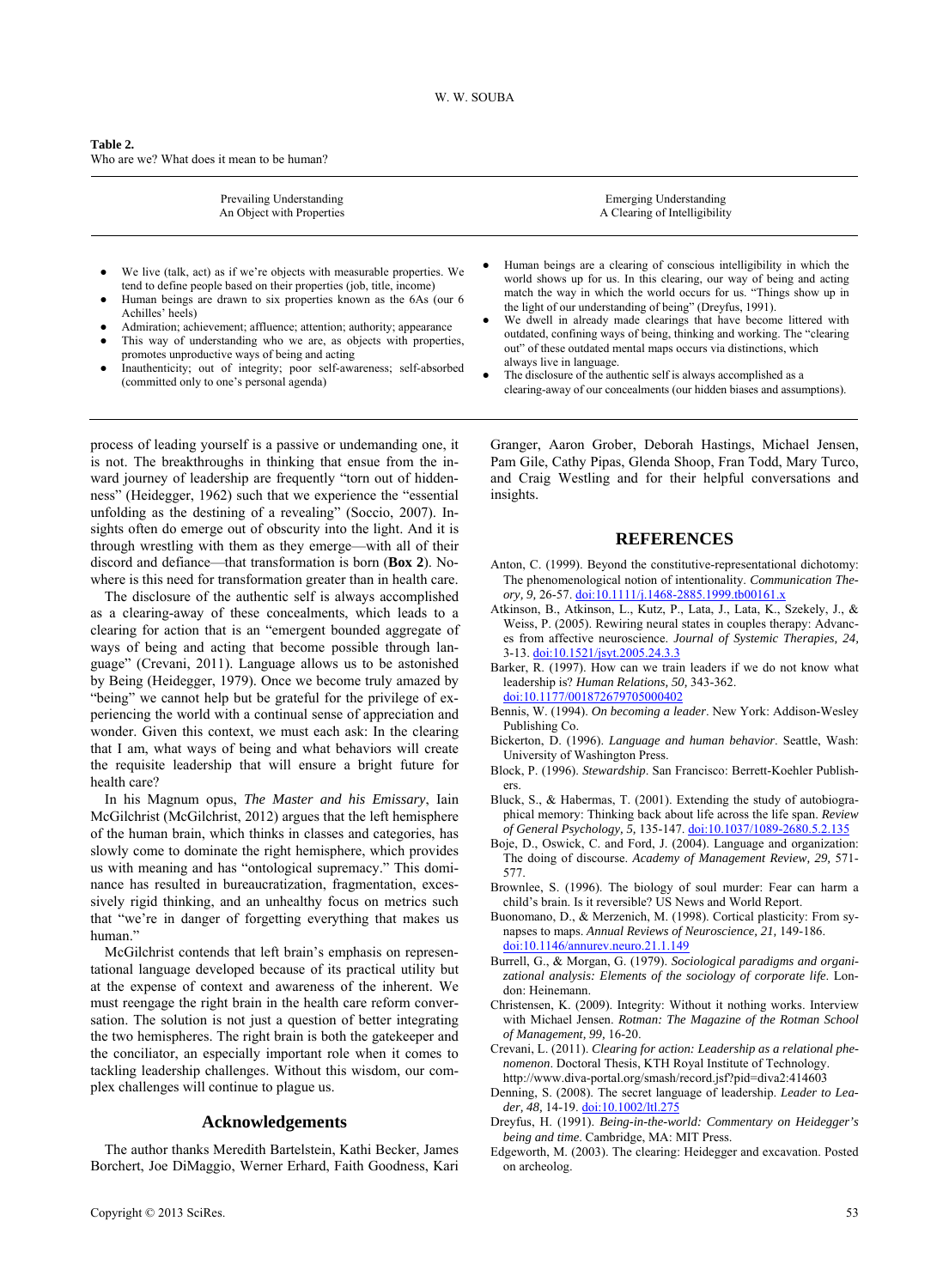**Table 2.**
Who are we? What does it mean to be human?

| Prevailing Understanding<br>An Object with Properties | Emerging Understanding<br>A Clearing of Intelligibility |
|---|---|
| ● We live (talk, act) as if we're objects with measurable properties. We tend to define people based on their properties (job, title, income)<br>● Human beings are drawn to six properties known as the 6As (our 6 Achilles' heels)<br>● Admiration; achievement; affluence; attention; authority; appearance<br>● This way of understanding who we are, as objects with properties, promotes unproductive ways of being and acting<br>● Inauthenticity; out of integrity; poor self-awareness; self-absorbed (committed only to one's personal agenda) | ● Human beings are a clearing of conscious intelligibility in which the world shows up for us. In this clearing, our way of being and acting match the way in which the world occurs for us. "Things show up in the light of our understanding of being" (Dreyfus, 1991).<br>● We dwell in already made clearings that have become littered with outdated, confining ways of being, thinking and working. The "clearing out" of these outdated mental maps occurs via distinctions, which always live in language.<br>● The disclosure of the authentic self is always accomplished as a clearing-away of our concealments (our hidden biases and assumptions). |

process of leading yourself is a passive or undemanding one, it is not. The breakthroughs in thinking that ensue from the inward journey of leadership are frequently "torn out of hiddenness" (Heidegger, 1962) such that we experience the "essential unfolding as the destining of a revealing" (Soccio, 2007). Insights often do emerge out of obscurity into the light. And it is through wrestling with them as they emerge—with all of their discord and defiance—that transformation is born (**Box 2**). Nowhere is this need for transformation greater than in health care.

The disclosure of the authentic self is always accomplished as a clearing-away of these concealments, which leads to a clearing for action that is an "emergent bounded aggregate of ways of being and acting that become possible through language" (Crevani, 2011). Language allows us to be astonished by Being (Heidegger, 1979). Once we become truly amazed by "being" we cannot help but be grateful for the privilege of experiencing the world with a continual sense of appreciation and wonder. Given this context, we must each ask: In the clearing that I am, what ways of being and what behaviors will create the requisite leadership that will ensure a bright future for health care?

In his Magnum opus, *The Master and his Emissary*, Iain McGilchrist (McGilchrist, 2012) argues that the left hemisphere of the human brain, which thinks in classes and categories, has slowly come to dominate the right hemisphere, which provides us with meaning and has "ontological supremacy." This dominance has resulted in bureaucratization, fragmentation, excessively rigid thinking, and an unhealthy focus on metrics such that "we're in danger of forgetting everything that makes us human."

McGilchrist contends that left brain's emphasis on representational language developed because of its practical utility but at the expense of context and awareness of the inherent. We must reengage the right brain in the health care reform conversation. The solution is not just a question of better integrating the two hemispheres. The right brain is both the gatekeeper and the conciliator, an especially important role when it comes to tackling leadership challenges. Without this wisdom, our complex challenges will continue to plague us.

## Acknowledgements

The author thanks Meredith Bartelstein, Kathi Becker, James Borchert, Joe DiMaggio, Werner Erhard, Faith Goodness, Kari Granger, Aaron Grober, Deborah Hastings, Michael Jensen, Pam Gile, Cathy Pipas, Glenda Shoop, Fran Todd, Mary Turco, and Craig Westling and for their helpful conversations and insights.

## REFERENCES

Anton, C. (1999). Beyond the constitutive-representational dichotomy: The phenomenological notion of intentionality. *Communication Theory, 9,* 26-57. doi:10.1111/j.1468-2885.1999.tb00161.x

Atkinson, B., Atkinson, L., Kutz, P., Lata, J., Lata, K., Szekely, J., & Weiss, P. (2005). Rewiring neural states in couples therapy: Advances from affective neuroscience. *Journal of Systemic Therapies, 24,* 3-13. doi:10.1521/jsyt.2005.24.3.3

Barker, R. (1997). How can we train leaders if we do not know what leadership is? *Human Relations, 50,* 343-362. doi:10.1177/001872679705000402

Bennis, W. (1994). *On becoming a leader*. New York: Addison-Wesley Publishing Co.

Bickerton, D. (1996). *Language and human behavior*. Seattle, Wash: University of Washington Press.

Block, P. (1996). *Stewardship*. San Francisco: Berrett-Koehler Publishers.

Bluck, S., & Habermas, T. (2001). Extending the study of autobiographical memory: Thinking back about life across the life span. *Review of General Psychology, 5,* 135-147. doi:10.1037/1089-2680.5.2.135

Boje, D., Oswick, C. and Ford, J. (2004). Language and organization: The doing of discourse. *Academy of Management Review, 29,* 571-577.

Brownlee, S. (1996). The biology of soul murder: Fear can harm a child's brain. Is it reversible? US News and World Report.

Buonomano, D., & Merzenich, M. (1998). Cortical plasticity: From synapses to maps. *Annual Reviews of Neuroscience, 21,* 149-186. doi:10.1146/annurev.neuro.21.1.149

Burrell, G., & Morgan, G. (1979). *Sociological paradigms and organizational analysis: Elements of the sociology of corporate life*. London: Heinemann.

Christensen, K. (2009). Integrity: Without it nothing works. Interview with Michael Jensen. *Rotman: The Magazine of the Rotman School of Management, 99,* 16-20.

Crevani, L. (2011). *Clearing for action: Leadership as a relational phenomenon*. Doctoral Thesis, KTH Royal Institute of Technology. http://www.diva-portal.org/smash/record.jsf?pid=diva2:414603

Denning, S. (2008). The secret language of leadership. *Leader to Leader, 48,* 14-19. doi:10.1002/ltl.275

Dreyfus, H. (1991). *Being-in-the-world: Commentary on Heidegger's being and time*. Cambridge, MA: MIT Press.

Edgeworth, M. (2003). The clearing: Heidegger and excavation. Posted on archeolog.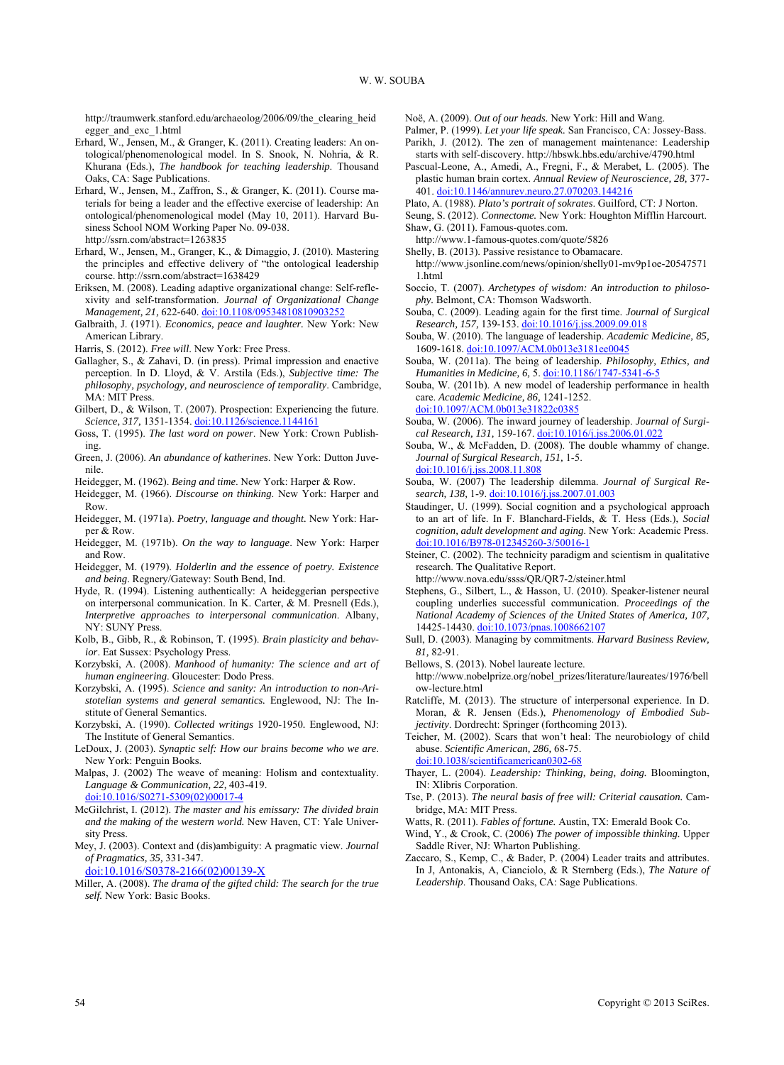http://traumwerk.stanford.edu/archaeolog/2006/09/the_clearing_heidegger_and_exc_1.html

Erhard, W., Jensen, M., & Granger, K. (2011). Creating leaders: An ontological/phenomenological model. In S. Snook, N. Nohria, & R. Khurana (Eds.), *The handbook for teaching leadership*. Thousand Oaks, CA: Sage Publications.

Erhard, W., Jensen, M., Zaffron, S., & Granger, K. (2011). Course materials for being a leader and the effective exercise of leadership: An ontological/phenomenological model (May 10, 2011). Harvard Business School NOM Working Paper No. 09-038. http://ssrn.com/abstract=1263835

Erhard, W., Jensen, M., Granger, K., & Dimaggio, J. (2010). Mastering the principles and effective delivery of "the ontological leadership course. http://ssrn.com/abstract=1638429

Eriksen, M. (2008). Leading adaptive organizational change: Self-reflexivity and self-transformation. *Journal of Organizational Change Management, 21,* 622-640. doi:10.1108/09534810810903252

Galbraith, J. (1971). *Economics, peace and laughter.* New York: New American Library.

Harris, S. (2012). *Free will*. New York: Free Press.

Gallagher, S., & Zahavi, D. (in press). Primal impression and enactive perception. In D. Lloyd, & V. Arstila (Eds.), *Subjective time: The philosophy, psychology, and neuroscience of temporality*. Cambridge, MA: MIT Press.

Gilbert, D., & Wilson, T. (2007). Prospection: Experiencing the future. *Science, 317,* 1351-1354. doi:10.1126/science.1144161

Goss, T. (1995). *The last word on power*. New York: Crown Publishing.

Green, J. (2006). *An abundance of katherines*. New York: Dutton Juvenile.

Heidegger, M. (1962). *Being and time*. New York: Harper & Row.

Heidegger, M. (1966). *Discourse on thinking*. New York: Harper and Row.

Heidegger, M. (1971a). *Poetry, language and thought.* New York: Harper & Row.

Heidegger, M. (1971b). *On the way to language*. New York: Harper and Row.

Heidegger, M. (1979). *Holderlin and the essence of poetry. Existence and being*. Regnery/Gateway: South Bend, Ind.

Hyde, R. (1994). Listening authentically: A heideggerian perspective on interpersonal communication. In K. Carter, & M. Presnell (Eds.), *Interpretive approaches to interpersonal communication*. Albany, NY: SUNY Press.

Kolb, B., Gibb, R., & Robinson, T. (1995). *Brain plasticity and behavior*. Eat Sussex: Psychology Press.

Korzybski, A. (2008). *Manhood of humanity: The science and art of human engineering*. Gloucester: Dodo Press.

Korzybski, A. (1995). *Science and sanity: An introduction to non-Aristotelian systems and general semantics.* Englewood, NJ: The Institute of General Semantics.

Korzybski, A. (1990). *Collected writings* 1920-1950. Englewood, NJ: The Institute of General Semantics.

LeDoux, J. (2003). *Synaptic self: How our brains become who we are*. New York: Penguin Books.

Malpas, J. (2002) The weave of meaning: Holism and contextuality. *Language & Communication, 22,* 403-419. doi:10.1016/S0271-5309(02)00017-4

McGilchrist, I. (2012). *The master and his emissary: The divided brain and the making of the western world.* New Haven, CT: Yale University Press.

Mey, J. (2003). Context and (dis)ambiguity: A pragmatic view. *Journal of Pragmatics, 35,* 331-347. doi:10.1016/S0378-2166(02)00139-X

Miller, A. (2008). *The drama of the gifted child: The search for the true self.* New York: Basic Books.

Noë, A. (2009). *Out of our heads.* New York: Hill and Wang.

Palmer, P. (1999). *Let your life speak.* San Francisco, CA: Jossey-Bass.

Parikh, J. (2012). The zen of management maintenance: Leadership starts with self-discovery. http://hbswk.hbs.edu/archive/4790.html

Pascual-Leone, A., Amedi, A., Fregni, F., & Merabet, L. (2005). The plastic human brain cortex. *Annual Review of Neuroscience, 28,* 377-401. doi:10.1146/annurev.neuro.27.070203.144216

Plato, A. (1988). *Plato's portrait of sokrates*. Guilford, CT: J Norton.

Seung, S. (2012). *Connectome.* New York: Houghton Mifflin Harcourt.

Shaw, G. (2011). Famous-quotes.com. http://www.1-famous-quotes.com/quote/5826

Shelly, B. (2013). Passive resistance to Obamacare. http://www.jsonline.com/news/opinion/shelly01-mv9p1oe-205475711.html

Soccio, T. (2007). *Archetypes of wisdom: An introduction to philosophy.* Belmont, CA: Thomson Wadsworth.

Souba, C. (2009). Leading again for the first time. *Journal of Surgical Research, 157,* 139-153. doi:10.1016/j.jss.2009.09.018

Souba, W. (2010). The language of leadership. *Academic Medicine, 85,* 1609-1618. doi:10.1097/ACM.0b013e3181ee0045

Souba, W. (2011a). The being of leadership. *Philosophy, Ethics, and Humanities in Medicine, 6,* 5. doi:10.1186/1747-5341-6-5

Souba, W. (2011b). A new model of leadership performance in health care. *Academic Medicine, 86,* 1241-1252. doi:10.1097/ACM.0b013e31822c0385

Souba, W. (2006). The inward journey of leadership. *Journal of Surgical Research, 131,* 159-167. doi:10.1016/j.jss.2006.01.022

Souba, W., & McFadden, D. (2008). The double whammy of change. *Journal of Surgical Research, 151,* 1-5. doi:10.1016/j.jss.2008.11.808

Souba, W. (2007) The leadership dilemma. *Journal of Surgical Research, 138,* 1-9. doi:10.1016/j.jss.2007.01.003

Staudinger, U. (1999). Social cognition and a psychological approach to an art of life. In F. Blanchard-Fields, & T. Hess (Eds.), *Social cognition, adult development and aging*. New York: Academic Press. doi:10.1016/B978-012345260-3/50016-1

Steiner, C. (2002). The technicity paradigm and scientism in qualitative research. The Qualitative Report. http://www.nova.edu/ssss/QR/QR7-2/steiner.html

Stephens, G., Silbert, L., & Hasson, U. (2010). Speaker-listener neural coupling underlies successful communication. *Proceedings of the National Academy of Sciences of the United States of America, 107,* 14425-14430. doi:10.1073/pnas.1008662107

Sull, D. (2003). Managing by commitments. *Harvard Business Review, 81,* 82-91.

Bellows, S. (2013). Nobel laureate lecture. http://www.nobelprize.org/nobel_prizes/literature/laureates/1976/bellow-lecture.html

Ratcliffe, M. (2013). The structure of interpersonal experience. In D. Moran, & R. Jensen (Eds.), *Phenomenology of Embodied Subjectivity*. Dordrecht: Springer (forthcoming 2013).

Teicher, M. (2002). Scars that won't heal: The neurobiology of child abuse. *Scientific American, 286,* 68-75. doi:10.1038/scientificamerican0302-68

Thayer, L. (2004). *Leadership: Thinking, being, doing.* Bloomington, IN: Xlibris Corporation.

Tse, P. (2013). *The neural basis of free will: Criterial causation.* Cambridge, MA: MIT Press.

Watts, R. (2011). *Fables of fortune.* Austin, TX: Emerald Book Co.

Wind, Y., & Crook, C. (2006) *The power of impossible thinking.* Upper Saddle River, NJ: Wharton Publishing.

Zaccaro, S., Kemp, C., & Bader, P. (2004) Leader traits and attributes. In J, Antonakis, A, Cianciolo, & R Sternberg (Eds.), *The Nature of Leadership*. Thousand Oaks, CA: Sage Publications.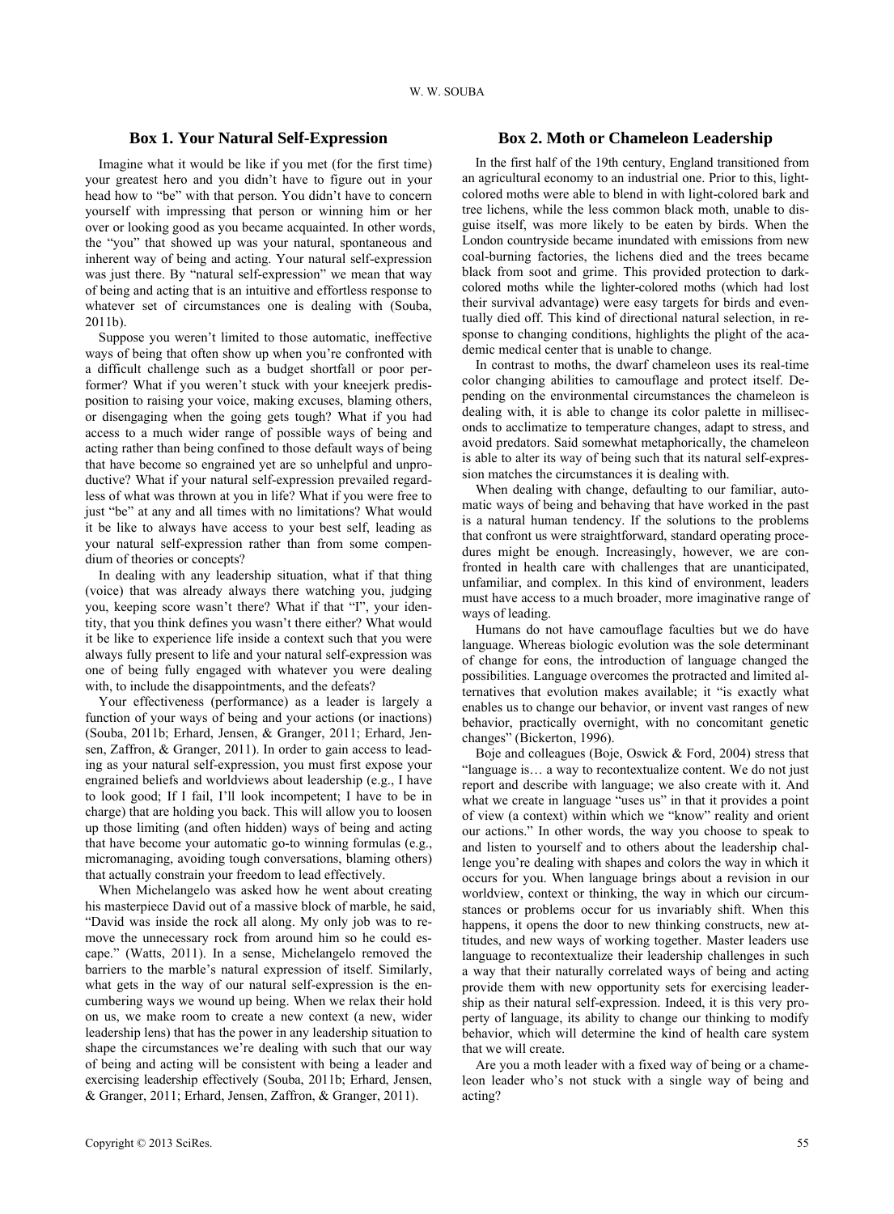## Box 1. Your Natural Self-Expression

Imagine what it would be like if you met (for the first time) your greatest hero and you didn't have to figure out in your head how to "be" with that person. You didn't have to concern yourself with impressing that person or winning him or her over or looking good as you became acquainted. In other words, the "you" that showed up was your natural, spontaneous and inherent way of being and acting. Your natural self-expression was just there. By "natural self-expression" we mean that way of being and acting that is an intuitive and effortless response to whatever set of circumstances one is dealing with (Souba, 2011b).

Suppose you weren't limited to those automatic, ineffective ways of being that often show up when you're confronted with a difficult challenge such as a budget shortfall or poor performer? What if you weren't stuck with your kneejerk predisposition to raising your voice, making excuses, blaming others, or disengaging when the going gets tough? What if you had access to a much wider range of possible ways of being and acting rather than being confined to those default ways of being that have become so engrained yet are so unhelpful and unproductive? What if your natural self-expression prevailed regardless of what was thrown at you in life? What if you were free to just "be" at any and all times with no limitations? What would it be like to always have access to your best self, leading as your natural self-expression rather than from some compendium of theories or concepts?

In dealing with any leadership situation, what if that thing (voice) that was already always there watching you, judging you, keeping score wasn't there? What if that "I", your identity, that you think defines you wasn't there either? What would it be like to experience life inside a context such that you were always fully present to life and your natural self-expression was one of being fully engaged with whatever you were dealing with, to include the disappointments, and the defeats?

Your effectiveness (performance) as a leader is largely a function of your ways of being and your actions (or inactions) (Souba, 2011b; Erhard, Jensen, & Granger, 2011; Erhard, Jensen, Zaffron, & Granger, 2011). In order to gain access to leading as your natural self-expression, you must first expose your engrained beliefs and worldviews about leadership (e.g., I have to look good; If I fail, I'll look incompetent; I have to be in charge) that are holding you back. This will allow you to loosen up those limiting (and often hidden) ways of being and acting that have become your automatic go-to winning formulas (e.g., micromanaging, avoiding tough conversations, blaming others) that actually constrain your freedom to lead effectively.

When Michelangelo was asked how he went about creating his masterpiece David out of a massive block of marble, he said, "David was inside the rock all along. My only job was to remove the unnecessary rock from around him so he could escape." (Watts, 2011). In a sense, Michelangelo removed the barriers to the marble's natural expression of itself. Similarly, what gets in the way of our natural self-expression is the encumbering ways we wound up being. When we relax their hold on us, we make room to create a new context (a new, wider leadership lens) that has the power in any leadership situation to shape the circumstances we're dealing with such that our way of being and acting will be consistent with being a leader and exercising leadership effectively (Souba, 2011b; Erhard, Jensen, & Granger, 2011; Erhard, Jensen, Zaffron, & Granger, 2011).

## Box 2. Moth or Chameleon Leadership

In the first half of the 19th century, England transitioned from an agricultural economy to an industrial one. Prior to this, light-colored moths were able to blend in with light-colored bark and tree lichens, while the less common black moth, unable to disguise itself, was more likely to be eaten by birds. When the London countryside became inundated with emissions from new coal-burning factories, the lichens died and the trees became black from soot and grime. This provided protection to dark-colored moths while the lighter-colored moths (which had lost their survival advantage) were easy targets for birds and eventually died off. This kind of directional natural selection, in response to changing conditions, highlights the plight of the academic medical center that is unable to change.

In contrast to moths, the dwarf chameleon uses its real-time color changing abilities to camouflage and protect itself. Depending on the environmental circumstances the chameleon is dealing with, it is able to change its color palette in milliseconds to acclimatize to temperature changes, adapt to stress, and avoid predators. Said somewhat metaphorically, the chameleon is able to alter its way of being such that its natural self-expression matches the circumstances it is dealing with.

When dealing with change, defaulting to our familiar, automatic ways of being and behaving that have worked in the past is a natural human tendency. If the solutions to the problems that confront us were straightforward, standard operating procedures might be enough. Increasingly, however, we are confronted in health care with challenges that are unanticipated, unfamiliar, and complex. In this kind of environment, leaders must have access to a much broader, more imaginative range of ways of leading.

Humans do not have camouflage faculties but we do have language. Whereas biologic evolution was the sole determinant of change for eons, the introduction of language changed the possibilities. Language overcomes the protracted and limited alternatives that evolution makes available; it "is exactly what enables us to change our behavior, or invent vast ranges of new behavior, practically overnight, with no concomitant genetic changes" (Bickerton, 1996).

Boje and colleagues (Boje, Oswick & Ford, 2004) stress that "language is… a way to recontextualize content. We do not just report and describe with language; we also create with it. And what we create in language "uses us" in that it provides a point of view (a context) within which we "know" reality and orient our actions." In other words, the way you choose to speak to and listen to yourself and to others about the leadership challenge you're dealing with shapes and colors the way in which it occurs for you. When language brings about a revision in our worldview, context or thinking, the way in which our circumstances or problems occur for us invariably shift. When this happens, it opens the door to new thinking constructs, new attitudes, and new ways of working together. Master leaders use language to recontextualize their leadership challenges in such a way that their naturally correlated ways of being and acting provide them with new opportunity sets for exercising leadership as their natural self-expression. Indeed, it is this very property of language, its ability to change our thinking to modify behavior, which will determine the kind of health care system that we will create.

Are you a moth leader with a fixed way of being or a chameleon leader who's not stuck with a single way of being and acting?